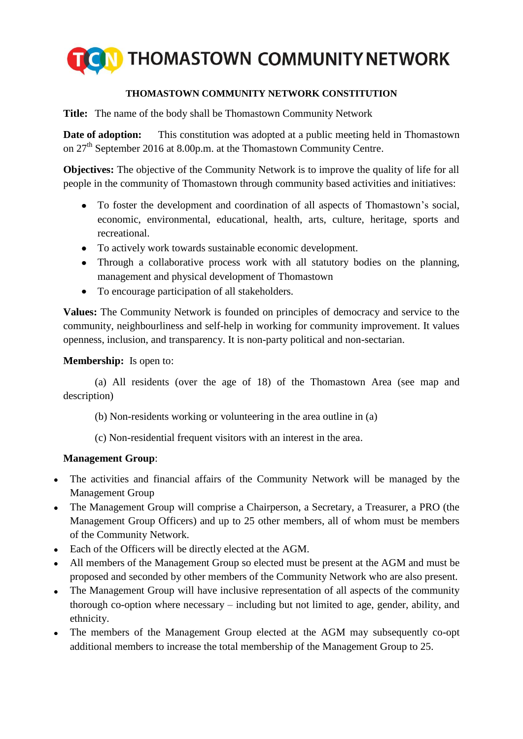# THOMASTOWN COMMUNITY NETWORK

## THOMASTOWN COMMUNITY NETWORK CONSTITUTION

**Title:** The name of the body shall be Thomastown Community Network

**Date of adoption:** This constitution was adopted at a public meeting held in Thomastown on 27th September 2016 at 8.00p.m. at the Thomastown Community Centre.

**Objectives:** The objective of the Community Network is to improve the quality of life for all people in the community of Thomastown through community based activities and initiatives:

- To foster the development and coordination of all aspects of Thomastown's social, economic, environmental, educational, health, arts, culture, heritage, sports and recreational.
- To actively work towards sustainable economic development.
- Through a collaborative process work with all statutory bodies on the planning, management and physical development of Thomastown
- To encourage participation of all stakeholders.

**Values:** The Community Network is founded on principles of democracy and service to the community, neighbourliness and self-help in working for community improvement. It values openness, inclusion, and transparency. It is non-party political and non-sectarian.

**Membership:** Is open to:

(a) All residents (over the age of 18) of the Thomastown Area (see map and description)

(b) Non-residents working or volunteering in the area outline in (a)

(c) Non-residential frequent visitors with an interest in the area.

**Management Group**:

- The activities and financial affairs of the Community Network will be managed by the Management Group
- The Management Group will comprise a Chairperson, a Secretary, a Treasurer, a PRO (the Management Group Officers) and up to 25 other members, all of whom must be members of the Community Network.
- Each of the Officers will be directly elected at the AGM.
- All members of the Management Group so elected must be present at the AGM and must be proposed and seconded by other members of the Community Network who are also present.
- The Management Group will have inclusive representation of all aspects of the community thorough co-option where necessary – including but not limited to age, gender, ability, and ethnicity.
- The members of the Management Group elected at the AGM may subsequently co-opt additional members to increase the total membership of the Management Group to 25.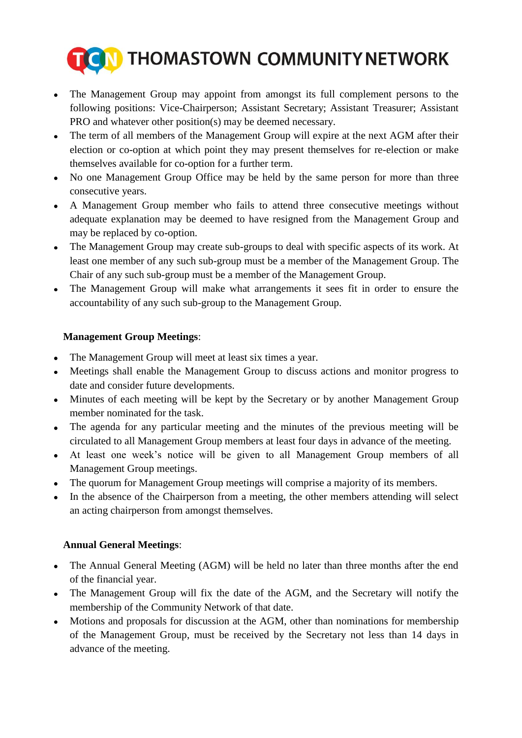- The Management Group may appoint from amongst its full complement persons to the following positions: Vice-Chairperson; Assistant Secretary; Assistant Treasurer; Assistant PRO and whatever other position(s) may be deemed necessary.
- The term of all members of the Management Group will expire at the next AGM after their election or co-option at which point they may present themselves for re-election or make themselves available for co-option for a further term.
- No one Management Group Office may be held by the same person for more than three consecutive years.
- A Management Group member who fails to attend three consecutive meetings without adequate explanation may be deemed to have resigned from the Management Group and may be replaced by co-option.
- The Management Group may create sub-groups to deal with specific aspects of its work. At least one member of any such sub-group must be a member of the Management Group. The Chair of any such sub-group must be a member of the Management Group.
- The Management Group will make what arrangements it sees fit in order to ensure the accountability of any such sub-group to the Management Group.

**Management Group Meetings**:

- The Management Group will meet at least six times a year.
- Meetings shall enable the Management Group to discuss actions and monitor progress to date and consider future developments.
- Minutes of each meeting will be kept by the Secretary or by another Management Group member nominated for the task.
- The agenda for any particular meeting and the minutes of the previous meeting will be circulated to all Management Group members at least four days in advance of the meeting.
- At least one week's notice will be given to all Management Group members of all Management Group meetings.
- The quorum for Management Group meetings will comprise a majority of its members.
- In the absence of the Chairperson from a meeting, the other members attending will select an acting chairperson from amongst themselves.

**Annual General Meetings**:

- The Annual General Meeting (AGM) will be held no later than three months after the end of the financial year.
- The Management Group will fix the date of the AGM, and the Secretary will notify the membership of the Community Network of that date.
- Motions and proposals for discussion at the AGM, other than nominations for membership of the Management Group, must be received by the Secretary not less than 14 days in advance of the meeting.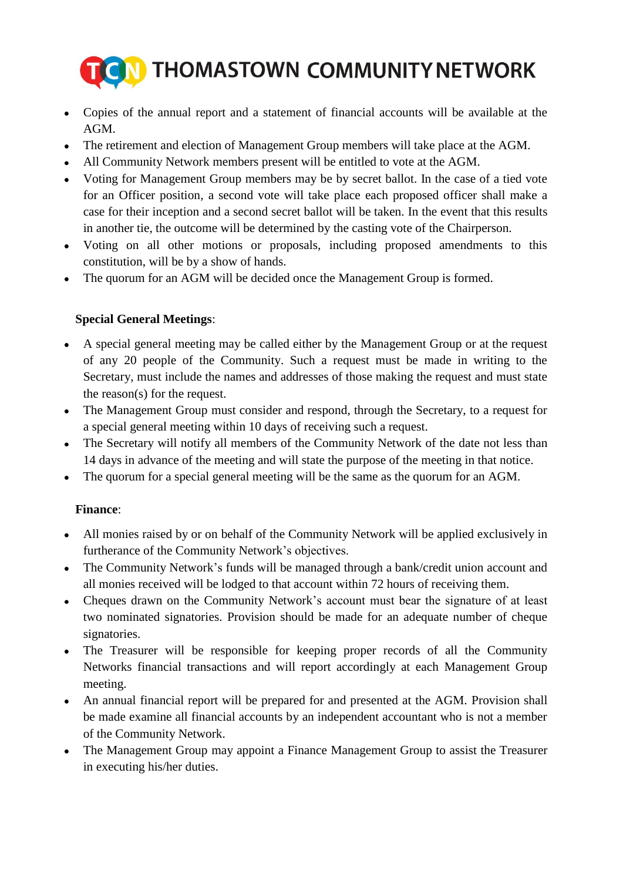- Copies of the annual report and a statement of financial accounts will be available at the AGM.
- The retirement and election of Management Group members will take place at the AGM.
- All Community Network members present will be entitled to vote at the AGM.
- Voting for Management Group members may be by secret ballot. In the case of a tied vote for an Officer position, a second vote will take place each proposed officer shall make a case for their inception and a second secret ballot will be taken. In the event that this results in another tie, the outcome will be determined by the casting vote of the Chairperson.
- Voting on all other motions or proposals, including proposed amendments to this constitution, will be by a show of hands.
- The quorum for an AGM will be decided once the Management Group is formed.

**Special General Meetings**:

- A special general meeting may be called either by the Management Group or at the request of any 20 people of the Community. Such a request must be made in writing to the Secretary, must include the names and addresses of those making the request and must state the reason(s) for the request.
- The Management Group must consider and respond, through the Secretary, to a request for a special general meeting within 10 days of receiving such a request.
- The Secretary will notify all members of the Community Network of the date not less than 14 days in advance of the meeting and will state the purpose of the meeting in that notice.
- The quorum for a special general meeting will be the same as the quorum for an AGM.

**Finance**:

- All monies raised by or on behalf of the Community Network will be applied exclusively in furtherance of the Community Network's objectives.
- The Community Network's funds will be managed through a bank/credit union account and all monies received will be lodged to that account within 72 hours of receiving them.
- Cheques drawn on the Community Network's account must bear the signature of at least two nominated signatories. Provision should be made for an adequate number of cheque signatories.
- The Treasurer will be responsible for keeping proper records of all the Community Networks financial transactions and will report accordingly at each Management Group meeting.
- An annual financial report will be prepared for and presented at the AGM. Provision shall be made examine all financial accounts by an independent accountant who is not a member of the Community Network.
- The Management Group may appoint a Finance Management Group to assist the Treasurer in executing his/her duties.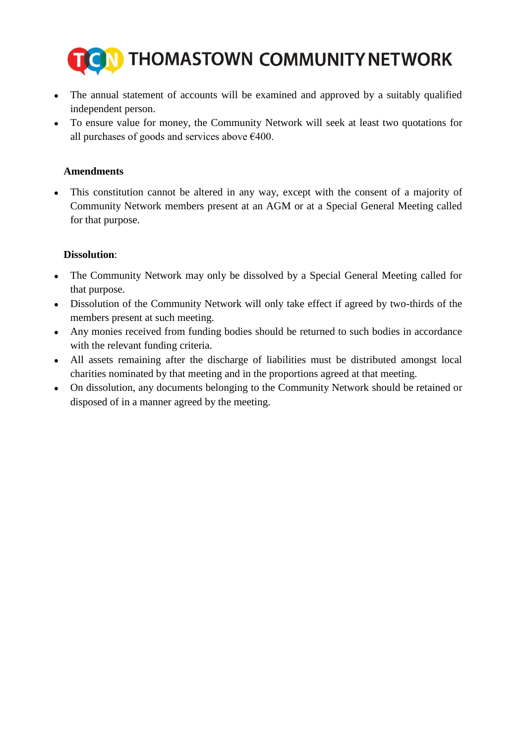- The annual statement of accounts will be examined and approved by a suitably qualified independent person.
- To ensure value for money, the Community Network will seek at least two quotations for all purchases of goods and services above €400.

**Amendments**

- This constitution cannot be altered in any way, except with the consent of a majority of Community Network members present at an AGM or at a Special General Meeting called for that purpose.

**Dissolution**:

- The Community Network may only be dissolved by a Special General Meeting called for that purpose.
- Dissolution of the Community Network will only take effect if agreed by two-thirds of the members present at such meeting.
- Any monies received from funding bodies should be returned to such bodies in accordance with the relevant funding criteria.
- All assets remaining after the discharge of liabilities must be distributed amongst local charities nominated by that meeting and in the proportions agreed at that meeting.
- On dissolution, any documents belonging to the Community Network should be retained or disposed of in a manner agreed by the meeting.